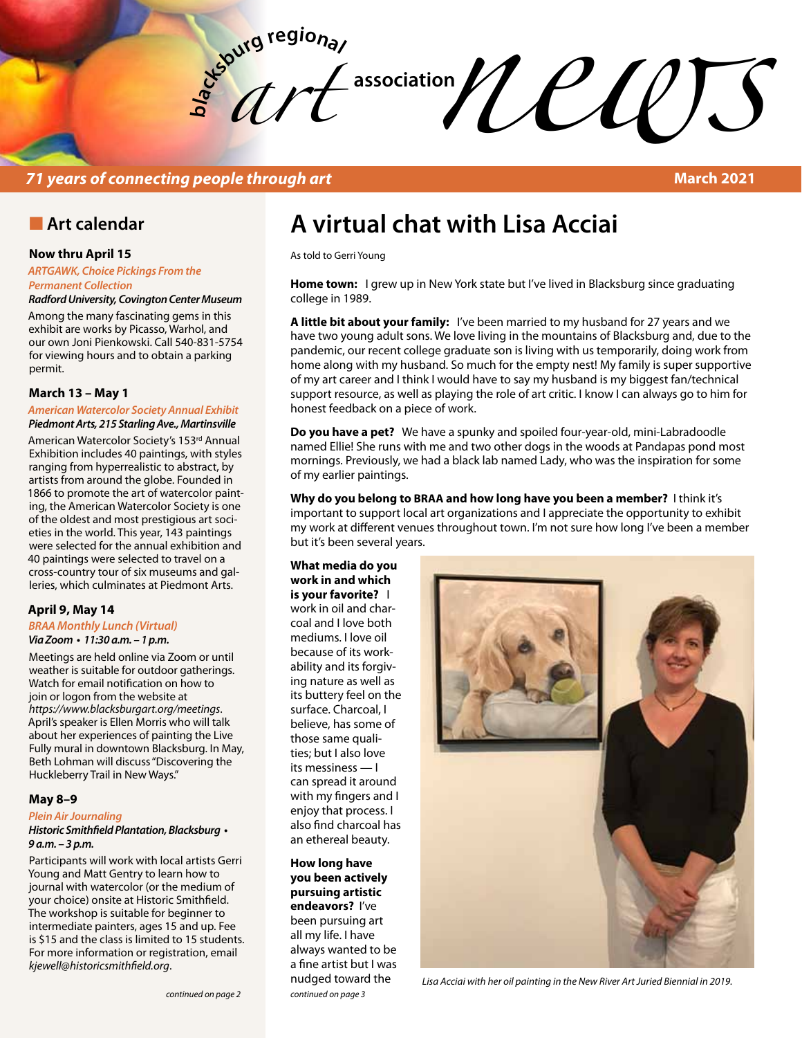# blacksburg regional art association news

*71 years of connecting people through art* — March 2021

## Art calendar

### Now thru April 15

*ARTGAWK, Choice Pickings From the Permanent Collection*

***Radford University, Covington Center Museum***

Among the many fascinating gems in this exhibit are works by Picasso, Warhol, and our own Joni Pienkowski. Call 540-831-5754 for viewing hours and to obtain a parking permit.

### March 13 – May 1

*American Watercolor Society Annual Exhibit*

***Piedmont Arts, 215 Starling Ave., Martinsville***

American Watercolor Society's 153rd Annual Exhibition includes 40 paintings, with styles ranging from hyperrealistic to abstract, by artists from around the globe. Founded in 1866 to promote the art of watercolor painting, the American Watercolor Society is one of the oldest and most prestigious art societies in the world. This year, 143 paintings were selected for the annual exhibition and 40 paintings were selected to travel on a cross-country tour of six museums and galleries, which culminates at Piedmont Arts.

### April 9, May 14

*BRAA Monthly Lunch (Virtual)*

***Via Zoom • 11:30 a.m. – 1 p.m.***

Meetings are held online via Zoom or until weather is suitable for outdoor gatherings. Watch for email notification on how to join or logon from the website at *https://www.blacksburgart.org/meetings*. April's speaker is Ellen Morris who will talk about her experiences of painting the Live Fully mural in downtown Blacksburg. In May, Beth Lohman will discuss "Discovering the Huckleberry Trail in New Ways."

### May 8–9

*Plein Air Journaling*

***Historic Smithfield Plantation, Blacksburg • 9 a.m. – 3 p.m.***

Participants will work with local artists Gerri Young and Matt Gentry to learn how to journal with watercolor (or the medium of your choice) onsite at Historic Smithfield. The workshop is suitable for beginner to intermediate painters, ages 15 and up. Fee is $15 and the class is limited to 15 students. For more information or registration, email *kjewell@historicsmithfield.org*.

*continued on page 2*

# A virtual chat with Lisa Acciai

As told to Gerri Young

**Home town:** I grew up in New York state but I've lived in Blacksburg since graduating college in 1989.

**A little bit about your family:** I've been married to my husband for 27 years and we have two young adult sons. We love living in the mountains of Blacksburg and, due to the pandemic, our recent college graduate son is living with us temporarily, doing work from home along with my husband. So much for the empty nest! My family is super supportive of my art career and I think I would have to say my husband is my biggest fan/technical support resource, as well as playing the role of art critic. I know I can always go to him for honest feedback on a piece of work.

**Do you have a pet?** We have a spunky and spoiled four-year-old, mini-Labradoodle named Ellie! She runs with me and two other dogs in the woods at Pandapas pond most mornings. Previously, we had a black lab named Lady, who was the inspiration for some of my earlier paintings.

**Why do you belong to BRAA and how long have you been a member?** I think it's important to support local art organizations and I appreciate the opportunity to exhibit my work at different venues throughout town. I'm not sure how long I've been a member but it's been several years.

**What media do you work in and which is your favorite?** I work in oil and charcoal and I love both mediums. I love oil because of its workability and its forgiving nature as well as its buttery feel on the surface. Charcoal, I believe, has some of those same qualities; but I also love its messiness — I can spread it around with my fingers and I enjoy that process. I also find charcoal has an ethereal beauty.

**How long have you been actively pursuing artistic endeavors?** I've been pursuing art all my life. I have always wanted to be a fine artist but I was nudged toward the

*continued on page 3*

*Lisa Acciai with her oil painting in the New River Art Juried Biennial in 2019.*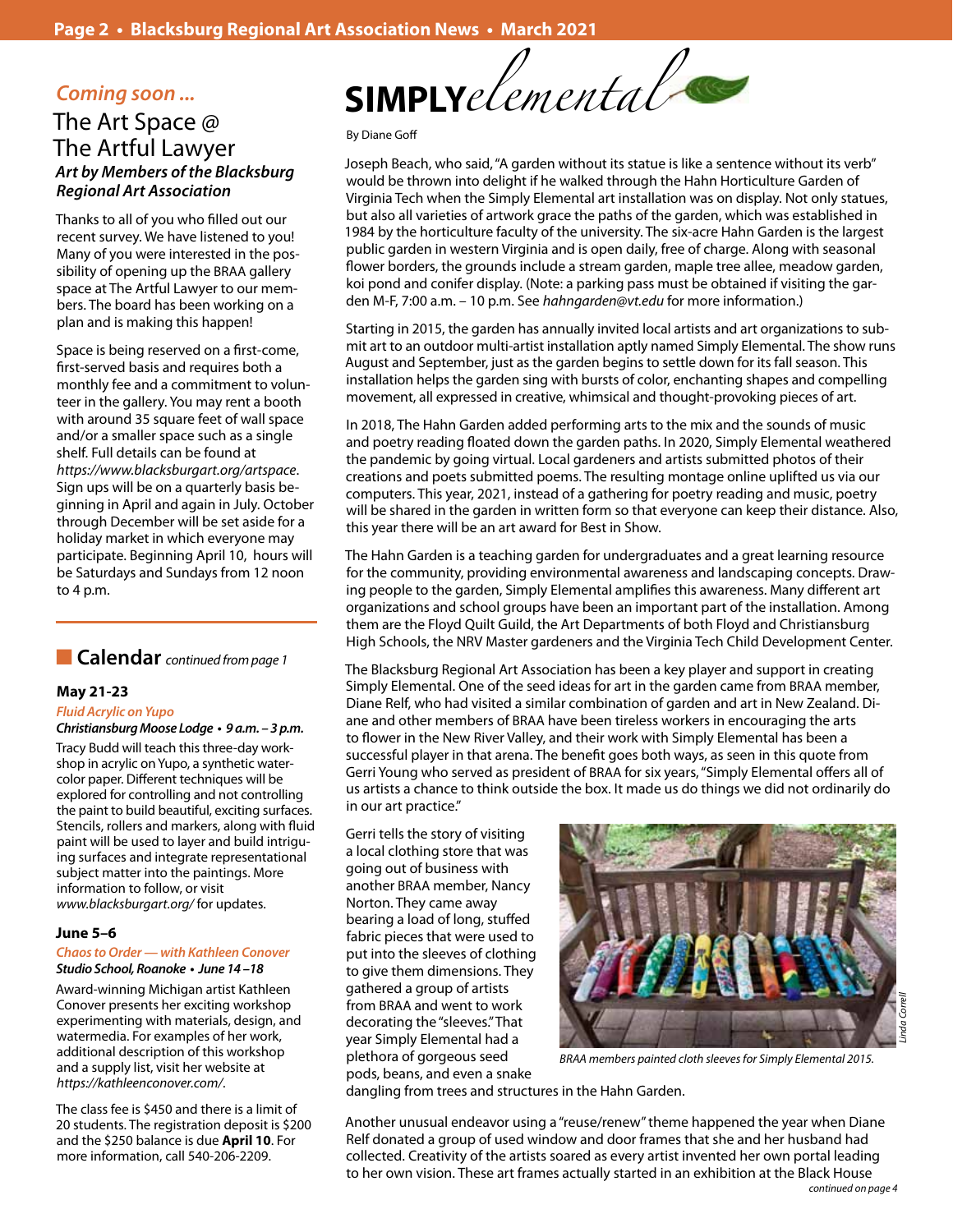*Coming soon ...*

## The Art Space @ The Artful Lawyer

***Art by Members of the Blacksburg Regional Art Association***

Thanks to all of you who filled out our recent survey. We have listened to you! Many of you were interested in the possibility of opening up the BRAA gallery space at The Artful Lawyer to our members. The board has been working on a plan and is making this happen!

Space is being reserved on a first-come, first-served basis and requires both a monthly fee and a commitment to volunteer in the gallery. You may rent a booth with around 35 square feet of wall space and/or a smaller space such as a single shelf. Full details can be found at *https://www.blacksburgart.org/artspace*. Sign ups will be on a quarterly basis beginning in April and again in July. October through December will be set aside for a holiday market in which everyone may participate. Beginning April 10, hours will be Saturdays and Sundays from 12 noon to 4 p.m.

## Calendar *continued from page 1*

### May 21-23

*Fluid Acrylic on Yupo*

***Christiansburg Moose Lodge • 9 a.m. – 3 p.m.***

Tracy Budd will teach this three-day workshop in acrylic on Yupo, a synthetic watercolor paper. Different techniques will be explored for controlling and not controlling the paint to build beautiful, exciting surfaces. Stencils, rollers and markers, along with fluid paint will be used to layer and build intriguing surfaces and integrate representational subject matter into the paintings. More information to follow, or visit *www.blacksburgart.org/* for updates.

### June 5–6

*Chaos to Order — with Kathleen Conover*

***Studio School, Roanoke • June 14 –18***

Award-winning Michigan artist Kathleen Conover presents her exciting workshop experimenting with materials, design, and watermedia. For examples of her work, additional description of this workshop and a supply list, visit her website at *https://kathleenconover.com/*.

The class fee is $450 and there is a limit of 20 students. The registration deposit is $200 and the $250 balance is due **April 10**. For more information, call 540-206-2209.

# SIMPLY *elemental*

By Diane Goff

Joseph Beach, who said, "A garden without its statue is like a sentence without its verb" would be thrown into delight if he walked through the Hahn Horticulture Garden of Virginia Tech when the Simply Elemental art installation was on display. Not only statues, but also all varieties of artwork grace the paths of the garden, which was established in 1984 by the horticulture faculty of the university. The six-acre Hahn Garden is the largest public garden in western Virginia and is open daily, free of charge. Along with seasonal flower borders, the grounds include a stream garden, maple tree allee, meadow garden, koi pond and conifer display. (Note: a parking pass must be obtained if visiting the garden M-F, 7:00 a.m. – 10 p.m. See *hahngarden@vt.edu* for more information.)

Starting in 2015, the garden has annually invited local artists and art organizations to submit art to an outdoor multi-artist installation aptly named Simply Elemental. The show runs August and September, just as the garden begins to settle down for its fall season. This installation helps the garden sing with bursts of color, enchanting shapes and compelling movement, all expressed in creative, whimsical and thought-provoking pieces of art.

In 2018, The Hahn Garden added performing arts to the mix and the sounds of music and poetry reading floated down the garden paths. In 2020, Simply Elemental weathered the pandemic by going virtual. Local gardeners and artists submitted photos of their creations and poets submitted poems. The resulting montage online uplifted us via our computers. This year, 2021, instead of a gathering for poetry reading and music, poetry will be shared in the garden in written form so that everyone can keep their distance. Also, this year there will be an art award for Best in Show.

The Hahn Garden is a teaching garden for undergraduates and a great learning resource for the community, providing environmental awareness and landscaping concepts. Drawing people to the garden, Simply Elemental amplifies this awareness. Many different art organizations and school groups have been an important part of the installation. Among them are the Floyd Quilt Guild, the Art Departments of both Floyd and Christiansburg High Schools, the NRV Master gardeners and the Virginia Tech Child Development Center.

The Blacksburg Regional Art Association has been a key player and support in creating Simply Elemental. One of the seed ideas for art in the garden came from BRAA member, Diane Relf, who had visited a similar combination of garden and art in New Zealand. Diane and other members of BRAA have been tireless workers in encouraging the arts to flower in the New River Valley, and their work with Simply Elemental has been a successful player in that arena. The benefit goes both ways, as seen in this quote from Gerri Young who served as president of BRAA for six years, "Simply Elemental offers all of us artists a chance to think outside the box. It made us do things we did not ordinarily do in our art practice."

Gerri tells the story of visiting a local clothing store that was going out of business with another BRAA member, Nancy Norton. They came away bearing a load of long, stuffed fabric pieces that were used to put into the sleeves of clothing to give them dimensions. They gathered a group of artists from BRAA and went to work decorating the "sleeves." That year Simply Elemental had a plethora of gorgeous seed pods, beans, and even a snake dangling from trees and structures in the Hahn Garden.

*Linda Correll*

*BRAA members painted cloth sleeves for Simply Elemental 2015.*

Another unusual endeavor using a "reuse/renew" theme happened the year when Diane Relf donated a group of used window and door frames that she and her husband had collected. Creativity of the artists soared as every artist invented her own portal leading to her own vision. These art frames actually started in an exhibition at the Black House

*continued on page 4*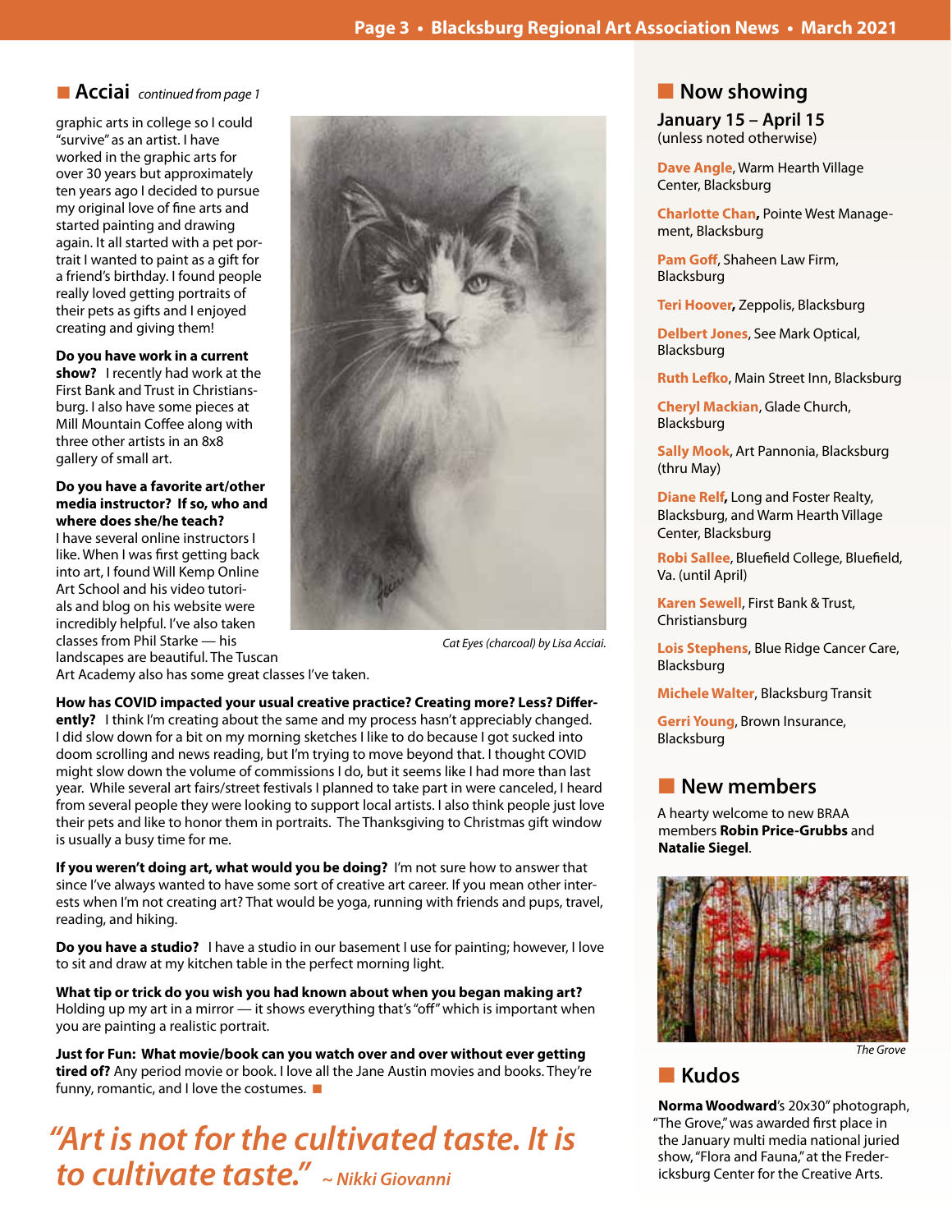## Acciai *continued from page 1*

graphic arts in college so I could "survive" as an artist. I have worked in the graphic arts for over 30 years but approximately ten years ago I decided to pursue my original love of fine arts and started painting and drawing again. It all started with a pet portrait I wanted to paint as a gift for a friend's birthday. I found people really loved getting portraits of their pets as gifts and I enjoyed creating and giving them!

**Do you have work in a current show?** I recently had work at the First Bank and Trust in Christiansburg. I also have some pieces at Mill Mountain Coffee along with three other artists in an 8x8 gallery of small art.

**Do you have a favorite art/other media instructor? If so, who and where does she/he teach?** I have several online instructors I like. When I was first getting back into art, I found Will Kemp Online Art School and his video tutorials and blog on his website were incredibly helpful. I've also taken classes from Phil Starke — his landscapes are beautiful. The Tuscan Art Academy also has some great classes I've taken.

*Cat Eyes (charcoal) by Lisa Acciai.*

**How has COVID impacted your usual creative practice? Creating more? Less? Differently?** I think I'm creating about the same and my process hasn't appreciably changed. I did slow down for a bit on my morning sketches I like to do because I got sucked into doom scrolling and news reading, but I'm trying to move beyond that. I thought COVID might slow down the volume of commissions I do, but it seems like I had more than last year. While several art fairs/street festivals I planned to take part in were canceled, I heard from several people they were looking to support local artists. I also think people just love their pets and like to honor them in portraits. The Thanksgiving to Christmas gift window is usually a busy time for me.

**If you weren't doing art, what would you be doing?** I'm not sure how to answer that since I've always wanted to have some sort of creative art career. If you mean other interests when I'm not creating art? That would be yoga, running with friends and pups, travel, reading, and hiking.

**Do you have a studio?** I have a studio in our basement I use for painting; however, I love to sit and draw at my kitchen table in the perfect morning light.

**What tip or trick do you wish you had known about when you began making art?** Holding up my art in a mirror — it shows everything that's "off" which is important when you are painting a realistic portrait.

**Just for Fun: What movie/book can you watch over and over without ever getting tired of?** Any period movie or book. I love all the Jane Austin movies and books. They're funny, romantic, and I love the costumes. ■

> *"Art is not for the cultivated taste. It is to cultivate taste."* ~ Nikki Giovanni

## Now showing

**January 15 – April 15**
(unless noted otherwise)

**Dave Angle**, Warm Hearth Village Center, Blacksburg

**Charlotte Chan**, Pointe West Management, Blacksburg

**Pam Goff**, Shaheen Law Firm, Blacksburg

**Teri Hoover**, Zeppolis, Blacksburg

**Delbert Jones**, See Mark Optical, Blacksburg

**Ruth Lefko**, Main Street Inn, Blacksburg

**Cheryl Mackian**, Glade Church, Blacksburg

**Sally Mook**, Art Pannonia, Blacksburg (thru May)

**Diane Relf**, Long and Foster Realty, Blacksburg, and Warm Hearth Village Center, Blacksburg

**Robi Sallee**, Bluefield College, Bluefield, Va. (until April)

**Karen Sewell**, First Bank & Trust, Christiansburg

**Lois Stephens**, Blue Ridge Cancer Care, Blacksburg

**Michele Walter**, Blacksburg Transit

**Gerri Young**, Brown Insurance, Blacksburg

## New members

A hearty welcome to new BRAA members **Robin Price-Grubbs** and **Natalie Siegel**.

*The Grove*

## Kudos

**Norma Woodward**'s 20x30" photograph, "The Grove," was awarded first place in the January multi media national juried show, "Flora and Fauna," at the Fredericksburg Center for the Creative Arts.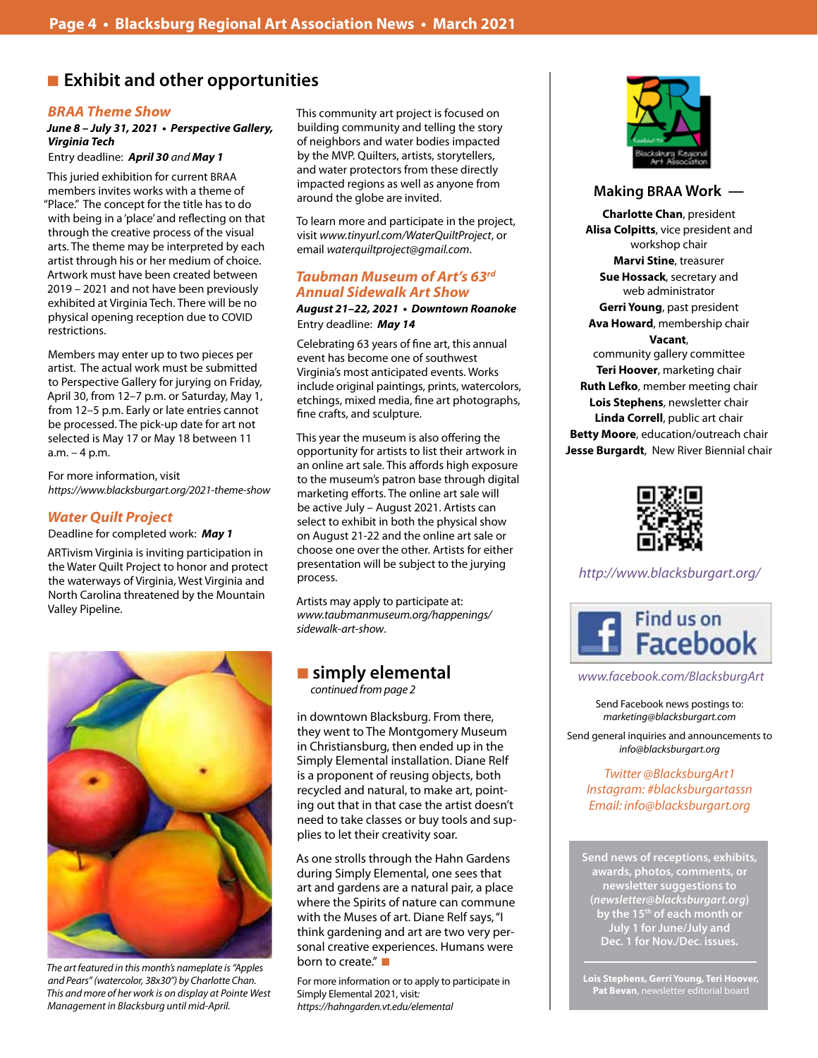## Exhibit and other opportunities

### BRAA Theme Show

***June 8 – July 31, 2021 • Perspective Gallery, Virginia Tech***

Entry deadline: ***April 30*** *and* ***May 1***

This juried exhibition for current BRAA members invites works with a theme of "Place." The concept for the title has to do with being in a 'place' and reflecting on that through the creative process of the visual arts. The theme may be interpreted by each artist through his or her medium of choice. Artwork must have been created between 2019 – 2021 and not have been previously exhibited at Virginia Tech. There will be no physical opening reception due to COVID restrictions.

Members may enter up to two pieces per artist. The actual work must be submitted to Perspective Gallery for jurying on Friday, April 30, from 12–7 p.m. or Saturday, May 1, from 12–5 p.m. Early or late entries cannot be processed. The pick-up date for art not selected is May 17 or May 18 between 11 a.m. – 4 p.m.

For more information, visit *https://www.blacksburgart.org/2021-theme-show*

### Water Quilt Project

Deadline for completed work: ***May 1***

ARTivism Virginia is inviting participation in the Water Quilt Project to honor and protect the waterways of Virginia, West Virginia and North Carolina threatened by the Mountain Valley Pipeline.

This community art project is focused on building community and telling the story of neighbors and water bodies impacted by the MVP. Quilters, artists, storytellers, and water protectors from these directly impacted regions as well as anyone from around the globe are invited.

To learn more and participate in the project, visit *www.tinyurl.com/WaterQuiltProject*, or email *waterquiltproject@gmail.com*.

### Taubman Museum of Art's 63rd Annual Sidewalk Art Show

***August 21–22, 2021 • Downtown Roanoke***

Entry deadline: ***May 14***

Celebrating 63 years of fine art, this annual event has become one of southwest Virginia's most anticipated events. Works include original paintings, prints, watercolors, etchings, mixed media, fine art photographs, fine crafts, and sculpture.

This year the museum is also offering the opportunity for artists to list their artwork in an online art sale. This affords high exposure to the museum's patron base through digital marketing efforts. The online art sale will be active July – August 2021. Artists can select to exhibit in both the physical show on August 21-22 and the online art sale or choose one over the other. Artists for either presentation will be subject to the jurying process.

Artists may apply to participate at: *www.taubmanmuseum.org/happenings/sidewalk-art-show*.

*The art featured in this month's nameplate is "Apples and Pears" (watercolor, 38x30") by Charlotte Chan. This and more of her work is on display at Pointe West Management in Blacksburg until mid-April.*

## simply elemental

*continued from page 2*

in downtown Blacksburg. From there, they went to The Montgomery Museum in Christiansburg, then ended up in the Simply Elemental installation. Diane Relf is a proponent of reusing objects, both recycled and natural, to make art, pointing out that in that case the artist doesn't need to take classes or buy tools and supplies to let their creativity soar.

As one strolls through the Hahn Gardens during Simply Elemental, one sees that art and gardens are a natural pair, a place where the Spirits of nature can commune with the Muses of art. Diane Relf says, "I think gardening and art are two very personal creative experiences. Humans were born to create." ■

For more information or to apply to participate in Simply Elemental 2021, visit: *https://hahngarden.vt.edu/elemental*

---

Blacksburg Regional Art Association

### Making BRAA Work —

**Charlotte Chan**, president
**Alisa Colpitts**, vice president and workshop chair
**Marvi Stine**, treasurer
**Sue Hossack**, secretary and web administrator
**Gerri Young**, past president
**Ava Howard**, membership chair
**Vacant**, community gallery committee
**Teri Hoover**, marketing chair
**Ruth Lefko**, member meeting chair
**Lois Stephens**, newsletter chair
**Linda Correll**, public art chair
**Betty Moore**, education/outreach chair
**Jesse Burgardt**, New River Biennial chair

*http://www.blacksburgart.org/*

Find us on Facebook

*www.facebook.com/BlacksburgArt*

Send Facebook news postings to: *marketing@blacksburgart.com*

Send general inquiries and announcements to *info@blacksburgart.org*

*Twitter @BlacksburgArt1*
*Instagram: #blacksburgartassn*
*Email: info@blacksburgart.org*

**Send news of receptions, exhibits, awards, photos, comments, or newsletter suggestions to (*newsletter@blacksburgart.org*) by the 15th of each month or July 1 for June/July and Dec. 1 for Nov./Dec. issues.**

**Lois Stephens, Gerri Young, Teri Hoover, Pat Bevan**, newsletter editorial board